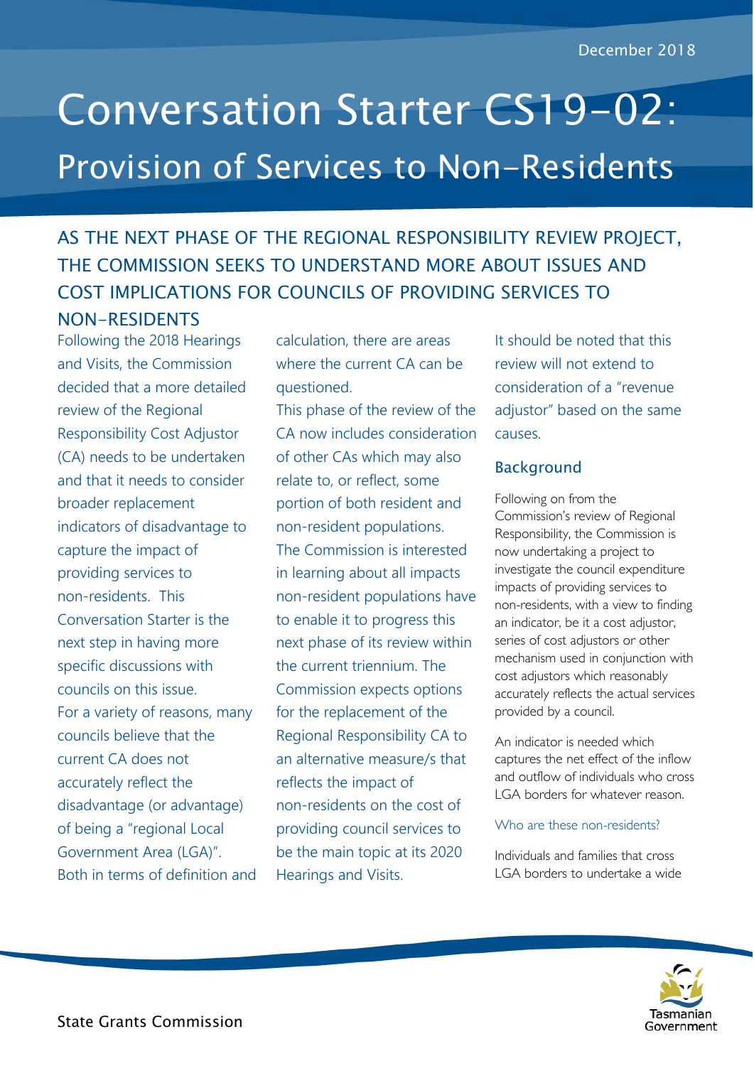December 2018

# Conversation Starter CS19-02: Provision of Services to Non-Residents

## AS THE NEXT PHASE OF THE REGIONAL RESPONSIBILITY REVIEW PROJECT, THE COMMISSION SEEKS TO UNDERSTAND MORE ABOUT ISSUES AND COST IMPLICATIONS FOR COUNCILS OF PROVIDING SERVICES TO NON-RESIDENTS

Following the 2018 Hearings and Visits, the Commission decided that a more detailed review of the Regional Responsibility Cost Adjustor (CA) needs to be undertaken and that it needs to consider broader replacement indicators of disadvantage to capture the impact of providing services to non-residents. This Conversation Starter is the next step in having more specific discussions with councils on this issue.

For a variety of reasons, many councils believe that the current CA does not accurately reflect the disadvantage (or advantage) of being a "regional Local Government Area (LGA)". Both in terms of definition and calculation, there are areas where the current CA can be questioned.

This phase of the review of the CA now includes consideration of other CAs which may also relate to, or reflect, some portion of both resident and non-resident populations. The Commission is interested in learning about all impacts non-resident populations have to enable it to progress this next phase of its review within the current triennium. The Commission expects options for the replacement of the Regional Responsibility CA to an alternative measure/s that reflects the impact of non-residents on the cost of providing council services to be the main topic at its 2020 Hearings and Visits.

It should be noted that this review will not extend to consideration of a "revenue adjustor" based on the same causes.

### Background

Following on from the Commission's review of Regional Responsibility, the Commission is now undertaking a project to investigate the council expenditure impacts of providing services to non-residents, with a view to finding an indicator, be it a cost adjustor, series of cost adjustors or other mechanism used in conjunction with cost adjustors which reasonably accurately reflects the actual services provided by a council.

An indicator is needed which captures the net effect of the inflow and outflow of individuals who cross LGA borders for whatever reason.

#### Who are these non-residents?

Individuals and families that cross LGA borders to undertake a wide

State Grants Commission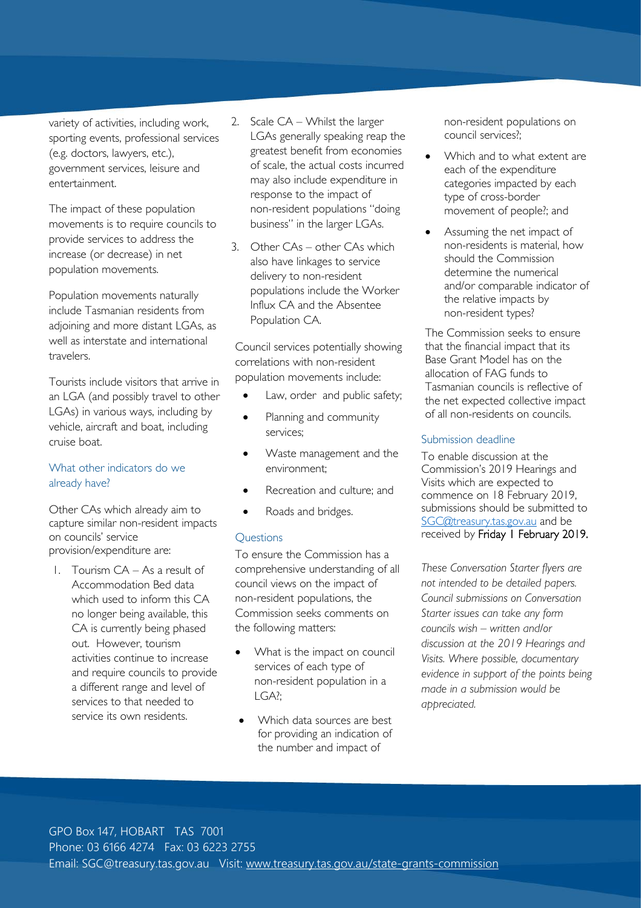variety of activities, including work, sporting events, professional services (e.g. doctors, lawyers, etc.), government services, leisure and entertainment.

The impact of these population movements is to require councils to provide services to address the increase (or decrease) in net population movements.

Population movements naturally include Tasmanian residents from adjoining and more distant LGAs, as well as interstate and international travelers.

Tourists include visitors that arrive in an LGA (and possibly travel to other LGAs) in various ways, including by vehicle, aircraft and boat, including cruise boat.

## What other indicators do we already have?

Other CAs which already aim to capture similar non-resident impacts on councils' service provision/expenditure are:

1. Tourism CA – As a result of Accommodation Bed data which used to inform this CA no longer being available, this CA is currently being phased out. However, tourism activities continue to increase and require councils to provide a different range and level of services to that needed to service its own residents.
2. Scale CA – Whilst the larger LGAs generally speaking reap the greatest benefit from economies of scale, the actual costs incurred may also include expenditure in response to the impact of non-resident populations "doing business" in the larger LGAs.
3. Other CAs – other CAs which also have linkages to service delivery to non-resident populations include the Worker Influx CA and the Absentee Population CA.

Council services potentially showing correlations with non-resident population movements include:

- Law, order and public safety;
- Planning and community services;
- Waste management and the environment;
- Recreation and culture; and
- Roads and bridges.

## Questions

To ensure the Commission has a comprehensive understanding of all council views on the impact of non-resident populations, the Commission seeks comments on the following matters:

- What is the impact on council services of each type of non-resident population in a LGA?;
- Which data sources are best for providing an indication of the number and impact of non-resident populations on council services?;
- Which and to what extent are each of the expenditure categories impacted by each type of cross-border movement of people?; and
- Assuming the net impact of non-residents is material, how should the Commission determine the numerical and/or comparable indicator of the relative impacts by non-resident types?

The Commission seeks to ensure that the financial impact that its Base Grant Model has on the allocation of FAG funds to Tasmanian councils is reflective of the net expected collective impact of all non-residents on councils.

## Submission deadline

To enable discussion at the Commission's 2019 Hearings and Visits which are expected to commence on 18 February 2019, submissions should be submitted to SGC@treasury.tas.gov.au and be received by **Friday 1 February 2019.**

*These Conversation Starter flyers are not intended to be detailed papers. Council submissions on Conversation Starter issues can take any form councils wish – written and/or discussion at the 2019 Hearings and Visits. Where possible, documentary evidence in support of the points being made in a submission would be appreciated.*

GPO Box 147, HOBART TAS 7001
Phone: 03 6166 4274 Fax: 03 6223 2755
Email: SGC@treasury.tas.gov.au Visit: www.treasury.tas.gov.au/state-grants-commission